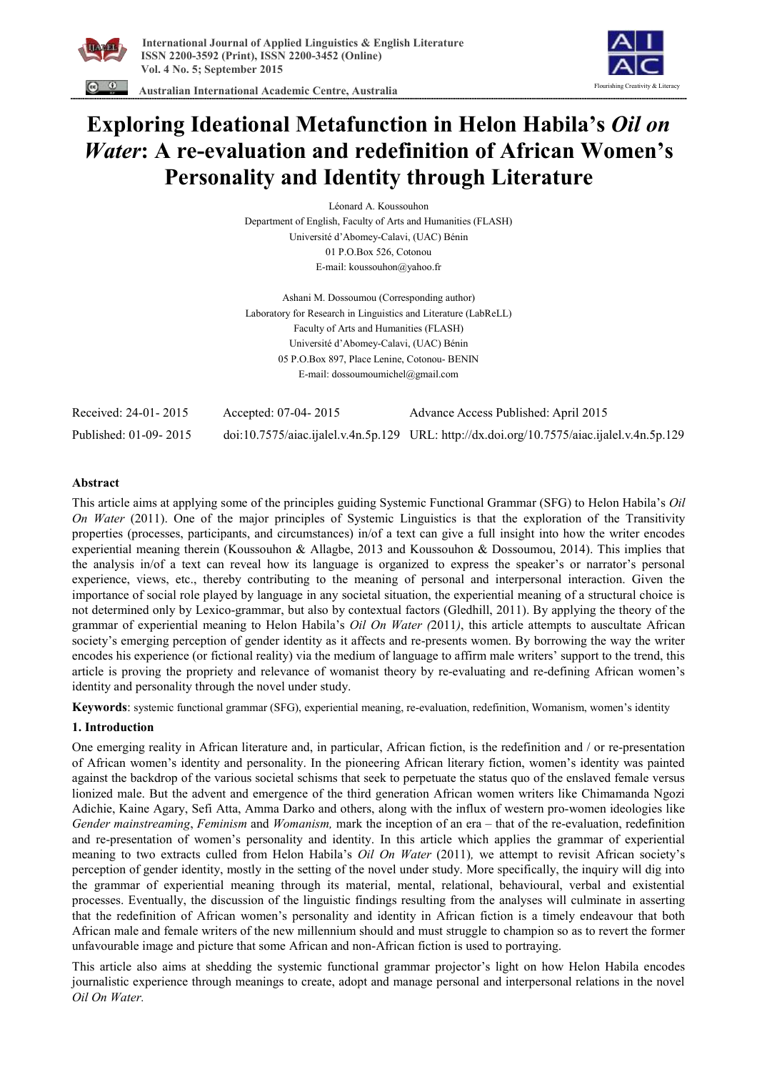# Exploring Ideational Metafunction in Helon Habila's *Oil on Water*: A re-evaluation and redefinition of African Women's Personality and Identity through Literature

Léonard A. Koussouhon
Department of English, Faculty of Arts and Humanities (FLASH)
Université d'Abomey-Calavi, (UAC) Bénin
01 P.O.Box 526, Cotonou
E-mail: koussouhon@yahoo.fr

Ashani M. Dossoumou (Corresponding author)
Laboratory for Research in Linguistics and Literature (LabReLL)
Faculty of Arts and Humanities (FLASH)
Université d'Abomey-Calavi, (UAC) Bénin
05 P.O.Box 897, Place Lenine, Cotonou- BENIN
E-mail: dossoumoumichel@gmail.com

| Received: 24-01- 2015 | Accepted: 07-04- 2015 | Advance Access Published: April 2015 |
|---|---|---|
| Published: 01-09- 2015 | doi:10.7575/aiac.ijalel.v.4n.5p.129 | URL: http://dx.doi.org/10.7575/aiac.ijalel.v.4n.5p.129 |

## Abstract

This article aims at applying some of the principles guiding Systemic Functional Grammar (SFG) to Helon Habila's *Oil On Water* (2011). One of the major principles of Systemic Linguistics is that the exploration of the Transitivity properties (processes, participants, and circumstances) in/of a text can give a full insight into how the writer encodes experiential meaning therein (Koussouhon & Allagbe, 2013 and Koussouhon & Dossoumou, 2014). This implies that the analysis in/of a text can reveal how its language is organized to express the speaker's or narrator's personal experience, views, etc., thereby contributing to the meaning of personal and interpersonal interaction. Given the importance of social role played by language in any societal situation, the experiential meaning of a structural choice is not determined only by Lexico-grammar, but also by contextual factors (Gledhill, 2011). By applying the theory of the grammar of experiential meaning to Helon Habila's *Oil On Water (*2011*)*, this article attempts to auscultate African society's emerging perception of gender identity as it affects and re-presents women. By borrowing the way the writer encodes his experience (or fictional reality) via the medium of language to affirm male writers' support to the trend, this article is proving the propriety and relevance of womanist theory by re-evaluating and re-defining African women's identity and personality through the novel under study.

**Keywords**: systemic functional grammar (SFG), experiential meaning, re-evaluation, redefinition, Womanism, women's identity

## 1. Introduction

One emerging reality in African literature and, in particular, African fiction, is the redefinition and / or re-presentation of African women's identity and personality. In the pioneering African literary fiction, women's identity was painted against the backdrop of the various societal schisms that seek to perpetuate the status quo of the enslaved female versus lionized male. But the advent and emergence of the third generation African women writers like Chimamanda Ngozi Adichie, Kaine Agary, Sefi Atta, Amma Darko and others, along with the influx of western pro-women ideologies like *Gender mainstreaming*, *Feminism* and *Womanism,* mark the inception of an era – that of the re-evaluation, redefinition and re-presentation of women's personality and identity. In this article which applies the grammar of experiential meaning to two extracts culled from Helon Habila's *Oil On Water* (2011)*,* we attempt to revisit African society's perception of gender identity, mostly in the setting of the novel under study. More specifically, the inquiry will dig into the grammar of experiential meaning through its material, mental, relational, behavioural, verbal and existential processes. Eventually, the discussion of the linguistic findings resulting from the analyses will culminate in asserting that the redefinition of African women's personality and identity in African fiction is a timely endeavour that both African male and female writers of the new millennium should and must struggle to champion so as to revert the former unfavourable image and picture that some African and non-African fiction is used to portraying.

This article also aims at shedding the systemic functional grammar projector's light on how Helon Habila encodes journalistic experience through meanings to create, adopt and manage personal and interpersonal relations in the novel *Oil On Water.*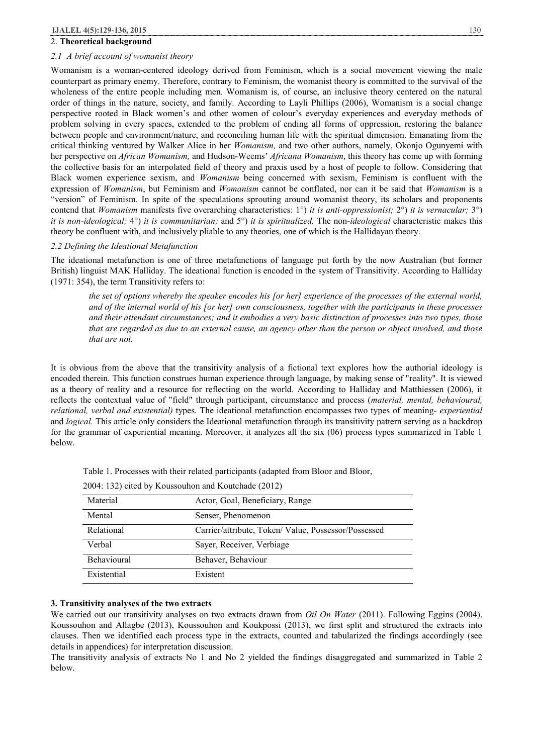## 2. Theoretical background

### *2.1 A brief account of womanist theory*

Womanism is a woman-centered ideology derived from Feminism, which is a social movement viewing the male counterpart as primary enemy. Therefore, contrary to Feminism, the womanist theory is committed to the survival of the wholeness of the entire people including men. Womanism is, of course, an inclusive theory centered on the natural order of things in the nature, society, and family. According to Layli Phillips (2006), Womanism is a social change perspective rooted in Black women's and other women of colour's everyday experiences and everyday methods of problem solving in every spaces, extended to the problem of ending all forms of oppression, restoring the balance between people and environment/nature, and reconciling human life with the spiritual dimension. Emanating from the critical thinking ventured by Walker Alice in her *Womanism,* and two other authors, namely, Okonjo Ogunyemi with her perspective on *African Womanism,* and Hudson-Weems' *Africana Womanism*, this theory has come up with forming the collective basis for an interpolated field of theory and praxis used by a host of people to follow. Considering that Black women experience sexism, and *Womanism* being concerned with sexism, Feminism is confluent with the expression of *Womanism*, but Feminism and *Womanism* cannot be conflated, nor can it be said that *Womanism* is a "version" of Feminism. In spite of the speculations sprouting around womanist theory, its scholars and proponents contend that *Womanism* manifests five overarching characteristics: 1°) *it is anti-oppressionist;* 2°) *it is vernacular;* 3°) *it is non-ideological;* 4°) *it is communitarian;* and 5°) *it is spiritualized.* The non-*ideological* characteristic makes this theory be confluent with, and inclusively pliable to any theories, one of which is the Hallidayan theory.

### *2.2 Defining the Ideational Metafunction*

The ideational metafunction is one of three metafunctions of language put forth by the now Australian (but former British) linguist MAK Halliday. The ideational function is encoded in the system of Transitivity. According to Halliday (1971: 354), the term Transitivity refers to:

> *the set of options whereby the speaker encodes his [or her] experience of the processes of the external world, and of the internal world of his [or her] own consciousness, together with the participants in these processes and their attendant circumstances; and it embodies a very basic distinction of processes into two types, those that are regarded as due to an external cause, an agency other than the person or object involved, and those that are not.*

It is obvious from the above that the transitivity analysis of a fictional text explores how the authorial ideology is encoded therein. This function construes human experience through language, by making sense of "reality". It is viewed as a theory of reality and a resource for reflecting on the world. According to Halliday and Matthiessen (2006), it reflects the contextual value of "field" through participant, circumstance and process (*material, mental, behavioural, relational, verbal and existential)* types. The ideational metafunction encompasses two types of meaning- *experiential* and *logical.* This article only considers the Ideational metafunction through its transitivity pattern serving as a backdrop for the grammar of experiential meaning. Moreover, it analyzes all the six (06) process types summarized in Table 1 below.

Table 1. Processes with their related participants (adapted from Bloor and Bloor, 2004: 132) cited by Koussouhon and Koutchade (2012)

| | |
|---|---|
| Material | Actor, Goal, Beneficiary, Range |
| Mental | Senser, Phenomenon |
| Relational | Carrier/attribute, Token/ Value, Possessor/Possessed |
| Verbal | Sayer, Receiver, Verbiage |
| Behavioural | Behaver, Behaviour |
| Existential | Existent |

## 3. Transitivity analyses of the two extracts

We carried out our transitivity analyses on two extracts drawn from *Oil On Water* (2011). Following Eggins (2004), Koussouhon and Allagbe (2013), Koussouhon and Koukpossi (2013), we first split and structured the extracts into clauses. Then we identified each process type in the extracts, counted and tabularized the findings accordingly (see details in appendices) for interpretation discussion.

The transitivity analysis of extracts No 1 and No 2 yielded the findings disaggregated and summarized in Table 2 below.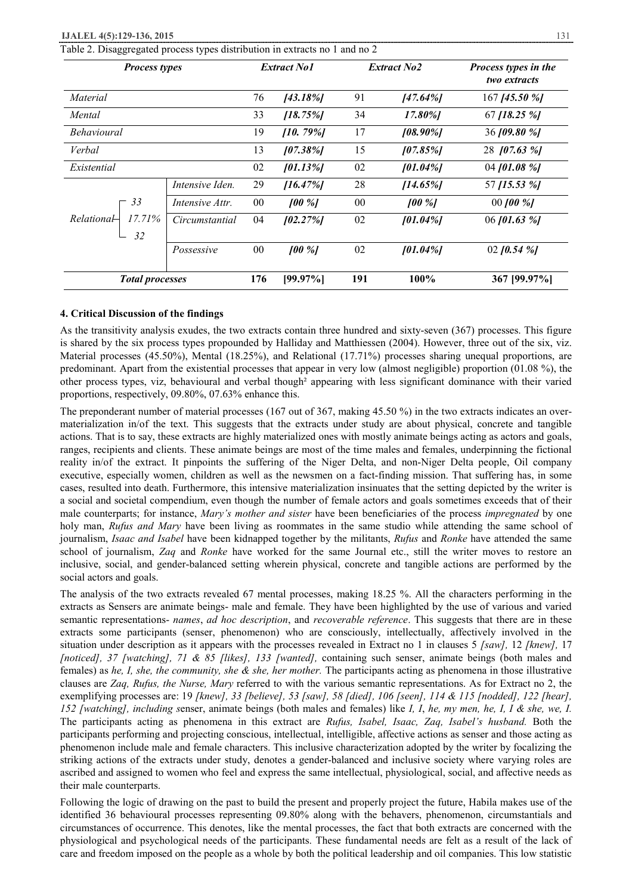Table 2. Disaggregated process types distribution in extracts no 1 and no 2

| *Process types* | | *Extract No1* | | *Extract No2* | | *Process types in the two extracts* |
|---|---|---|---|---|---|---|
| *Material* | | 76 | *[43.18%]* | 91 | *[47.64%]* | 167 *[45.50 %]* |
| *Mental* | | 33 | *[18.75%]* | 34 | *17.80%]* | 67 *[18.25 %]* |
| *Behavioural* | | 19 | *[10. 79%]* | 17 | *[08.90%]* | 36 *[09.80 %]* |
| *Verbal* | | 13 | *[07.38%]* | 15 | *[07.85%]* | 28 *[07.63 %]* |
| *Existential* | | 02 | *[01.13%]* | 02 | *[01.04%]* | 04 *[01.08 %]* |
| *Relational* 33 17.71% 32 | *Intensive Iden.* | 29 | *[16.47%]* | 28 | *[14.65%]* | 57 *[15.53 %]* |
| | *Intensive Attr.* | 00 | *[00 %]* | 00 | *[00 %]* | 00 *[00 %]* |
| | *Circumstantial* | 04 | *[02.27%]* | 02 | *[01.04%]* | 06 *[01.63 %]* |
| | *Possessive* | 00 | *[00 %]* | 02 | *[01.04%]* | 02 *[0.54 %]* |
| ***Total processes*** | | **176** | **[99.97%]** | **191** | **100%** | **367 [99.97%]** |

### 4. Critical Discussion of the findings

As the transitivity analysis exudes, the two extracts contain three hundred and sixty-seven (367) processes. This figure is shared by the six process types propounded by Halliday and Matthiessen (2004). However, three out of the six, viz. Material processes (45.50%), Mental (18.25%), and Relational (17.71%) processes sharing unequal proportions, are predominant. Apart from the existential processes that appear in very low (almost negligible) proportion (01.08 %), the other process types, viz, behavioural and verbal though² appearing with less significant dominance with their varied proportions, respectively, 09.80%, 07.63% enhance this.

The preponderant number of material processes (167 out of 367, making 45.50 %) in the two extracts indicates an over-materialization in/of the text. This suggests that the extracts under study are about physical, concrete and tangible actions. That is to say, these extracts are highly materialized ones with mostly animate beings acting as actors and goals, ranges, recipients and clients. These animate beings are most of the time males and females, underpinning the fictional reality in/of the extract. It pinpoints the suffering of the Niger Delta, and non-Niger Delta people, Oil company executive, especially women, children as well as the newsmen on a fact-finding mission. That suffering has, in some cases, resulted into death. Furthermore, this intensive materialization insinuates that the setting depicted by the writer is a social and societal compendium, even though the number of female actors and goals sometimes exceeds that of their male counterparts; for instance, *Mary's mother and sister* have been beneficiaries of the process *impregnated* by one holy man, *Rufus and Mary* have been living as roommates in the same studio while attending the same school of journalism, *Isaac and Isabel* have been kidnapped together by the militants, *Rufus* and *Ronke* have attended the same school of journalism, *Zaq* and *Ronke* have worked for the same Journal etc., still the writer moves to restore an inclusive, social, and gender-balanced setting wherein physical, concrete and tangible actions are performed by the social actors and goals.

The analysis of the two extracts revealed 67 mental processes, making 18.25 %. All the characters performing in the extracts as Sensers are animate beings- male and female. They have been highlighted by the use of various and varied semantic representations- *names*, *ad hoc description*, and *recoverable reference*. This suggests that there are in these extracts some participants (senser, phenomenon) who are consciously, intellectually, affectively involved in the situation under description as it appears with the processes revealed in Extract no 1 in clauses 5 *[saw],* 12 *[knew],* 17 *[noticed], 37 [watching], 71 & 85 [likes], 133 [wanted],* containing such senser, animate beings (both males and females) as *he, I, she, the community, she & she, her mother.* The participants acting as phenomena in those illustrative clauses are *Zaq, Rufus, the Nurse, Mary* referred to with the various semantic representations. As for Extract no 2, the exemplifying processes are: 19 *[knew], 33 [believe], 53 [saw], 58 [died], 106 [seen], 114 & 115 [nodded], 122 [hear], 152 [watching], including s*enser, animate beings (both males and females) like *I, I, he, my men, he, I, I & she, we, I.* The participants acting as phenomena in this extract are *Rufus, Isabel, Isaac, Zaq, Isabel's husband.* Both the participants performing and projecting conscious, intellectual, intelligible, affective actions as senser and those acting as phenomenon include male and female characters. This inclusive characterization adopted by the writer by focalizing the striking actions of the extracts under study, denotes a gender-balanced and inclusive society where varying roles are ascribed and assigned to women who feel and express the same intellectual, physiological, social, and affective needs as their male counterparts.

Following the logic of drawing on the past to build the present and properly project the future, Habila makes use of the identified 36 behavioural processes representing 09.80% along with the behavers, phenomenon, circumstantials and circumstances of occurrence. This denotes, like the mental processes, the fact that both extracts are concerned with the physiological and psychological needs of the participants. These fundamental needs are felt as a result of the lack of care and freedom imposed on the people as a whole by both the political leadership and oil companies. This low statistic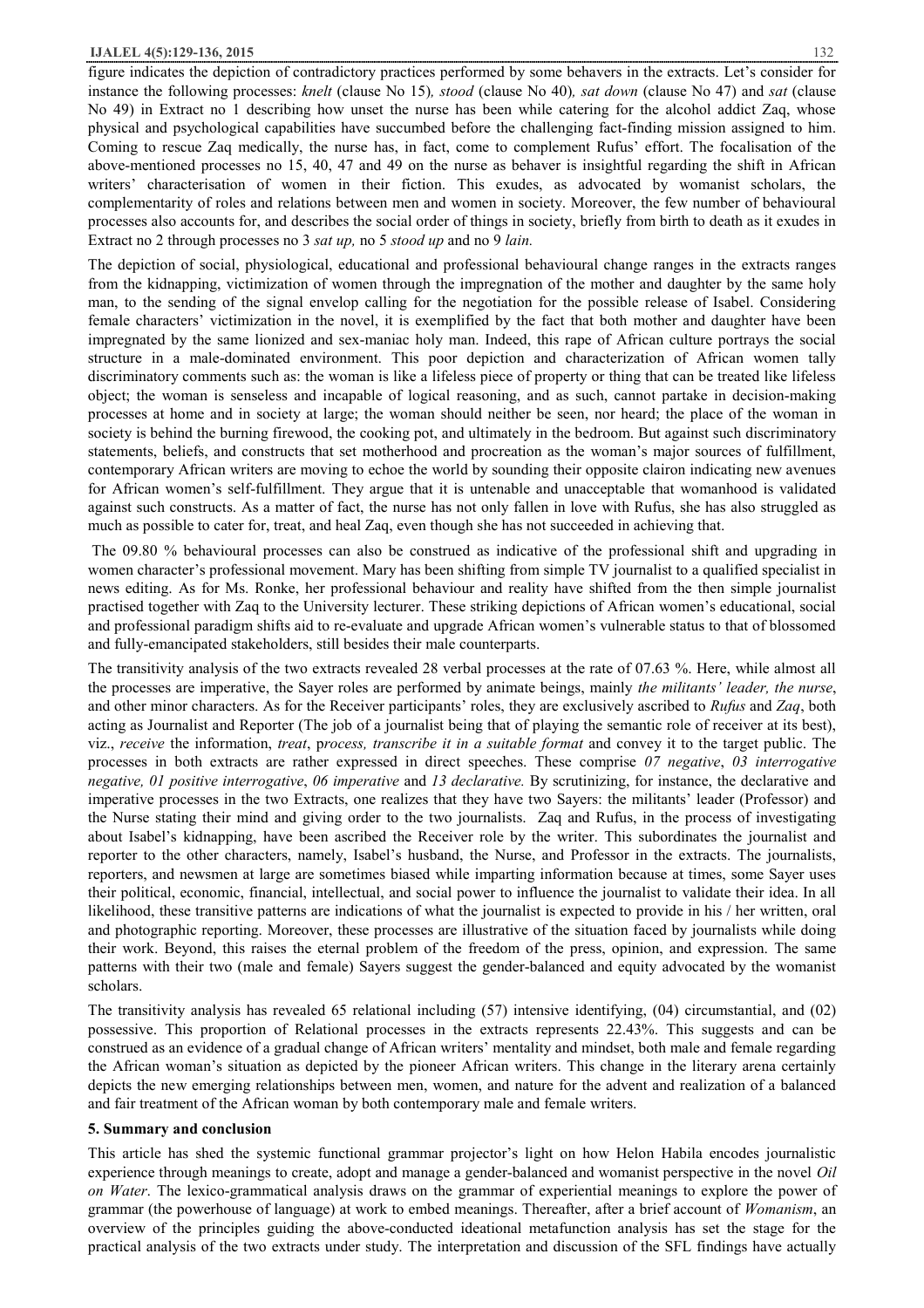figure indicates the depiction of contradictory practices performed by some behavers in the extracts. Let's consider for instance the following processes: *knelt* (clause No 15)*, stood* (clause No 40)*, sat down* (clause No 47) and *sat* (clause No 49) in Extract no 1 describing how unset the nurse has been while catering for the alcohol addict Zaq, whose physical and psychological capabilities have succumbed before the challenging fact-finding mission assigned to him. Coming to rescue Zaq medically, the nurse has, in fact, come to complement Rufus' effort. The focalisation of the above-mentioned processes no 15, 40, 47 and 49 on the nurse as behaver is insightful regarding the shift in African writers' characterisation of women in their fiction. This exudes, as advocated by womanist scholars, the complementarity of roles and relations between men and women in society. Moreover, the few number of behavioural processes also accounts for, and describes the social order of things in society, briefly from birth to death as it exudes in Extract no 2 through processes no 3 *sat up,* no 5 *stood up* and no 9 *lain.*

The depiction of social, physiological, educational and professional behavioural change ranges in the extracts ranges from the kidnapping, victimization of women through the impregnation of the mother and daughter by the same holy man, to the sending of the signal envelop calling for the negotiation for the possible release of Isabel. Considering female characters' victimization in the novel, it is exemplified by the fact that both mother and daughter have been impregnated by the same lionized and sex-maniac holy man. Indeed, this rape of African culture portrays the social structure in a male-dominated environment. This poor depiction and characterization of African women tally discriminatory comments such as: the woman is like a lifeless piece of property or thing that can be treated like lifeless object; the woman is senseless and incapable of logical reasoning, and as such, cannot partake in decision-making processes at home and in society at large; the woman should neither be seen, nor heard; the place of the woman in society is behind the burning firewood, the cooking pot, and ultimately in the bedroom. But against such discriminatory statements, beliefs, and constructs that set motherhood and procreation as the woman's major sources of fulfillment, contemporary African writers are moving to echoe the world by sounding their opposite clairon indicating new avenues for African women's self-fulfillment. They argue that it is untenable and unacceptable that womanhood is validated against such constructs. As a matter of fact, the nurse has not only fallen in love with Rufus, she has also struggled as much as possible to cater for, treat, and heal Zaq, even though she has not succeeded in achieving that.

The 09.80 % behavioural processes can also be construed as indicative of the professional shift and upgrading in women character's professional movement. Mary has been shifting from simple TV journalist to a qualified specialist in news editing. As for Ms. Ronke, her professional behaviour and reality have shifted from the then simple journalist practised together with Zaq to the University lecturer. These striking depictions of African women's educational, social and professional paradigm shifts aid to re-evaluate and upgrade African women's vulnerable status to that of blossomed and fully-emancipated stakeholders, still besides their male counterparts.

The transitivity analysis of the two extracts revealed 28 verbal processes at the rate of 07.63 %. Here, while almost all the processes are imperative, the Sayer roles are performed by animate beings, mainly *the militants' leader, the nurse*, and other minor characters. As for the Receiver participants' roles, they are exclusively ascribed to *Rufus* and *Zaq*, both acting as Journalist and Reporter (The job of a journalist being that of playing the semantic role of receiver at its best), viz., *receive* the information, *treat*, p*rocess, transcribe it in a suitable format* and convey it to the target public. The processes in both extracts are rather expressed in direct speeches. These comprise *07 negative*, *03 interrogative negative, 01 positive interrogative*, *06 imperative* and *13 declarative.* By scrutinizing, for instance, the declarative and imperative processes in the two Extracts, one realizes that they have two Sayers: the militants' leader (Professor) and the Nurse stating their mind and giving order to the two journalists. Zaq and Rufus, in the process of investigating about Isabel's kidnapping, have been ascribed the Receiver role by the writer. This subordinates the journalist and reporter to the other characters, namely, Isabel's husband, the Nurse, and Professor in the extracts. The journalists, reporters, and newsmen at large are sometimes biased while imparting information because at times, some Sayer uses their political, economic, financial, intellectual, and social power to influence the journalist to validate their idea. In all likelihood, these transitive patterns are indications of what the journalist is expected to provide in his / her written, oral and photographic reporting. Moreover, these processes are illustrative of the situation faced by journalists while doing their work. Beyond, this raises the eternal problem of the freedom of the press, opinion, and expression. The same patterns with their two (male and female) Sayers suggest the gender-balanced and equity advocated by the womanist scholars.

The transitivity analysis has revealed 65 relational including (57) intensive identifying, (04) circumstantial, and (02) possessive. This proportion of Relational processes in the extracts represents 22.43%. This suggests and can be construed as an evidence of a gradual change of African writers' mentality and mindset, both male and female regarding the African woman's situation as depicted by the pioneer African writers. This change in the literary arena certainly depicts the new emerging relationships between men, women, and nature for the advent and realization of a balanced and fair treatment of the African woman by both contemporary male and female writers.

## 5. Summary and conclusion

This article has shed the systemic functional grammar projector's light on how Helon Habila encodes journalistic experience through meanings to create, adopt and manage a gender-balanced and womanist perspective in the novel *Oil on Water*. The lexico-grammatical analysis draws on the grammar of experiential meanings to explore the power of grammar (the powerhouse of language) at work to embed meanings. Thereafter, after a brief account of *Womanism*, an overview of the principles guiding the above-conducted ideational metafunction analysis has set the stage for the practical analysis of the two extracts under study. The interpretation and discussion of the SFL findings have actually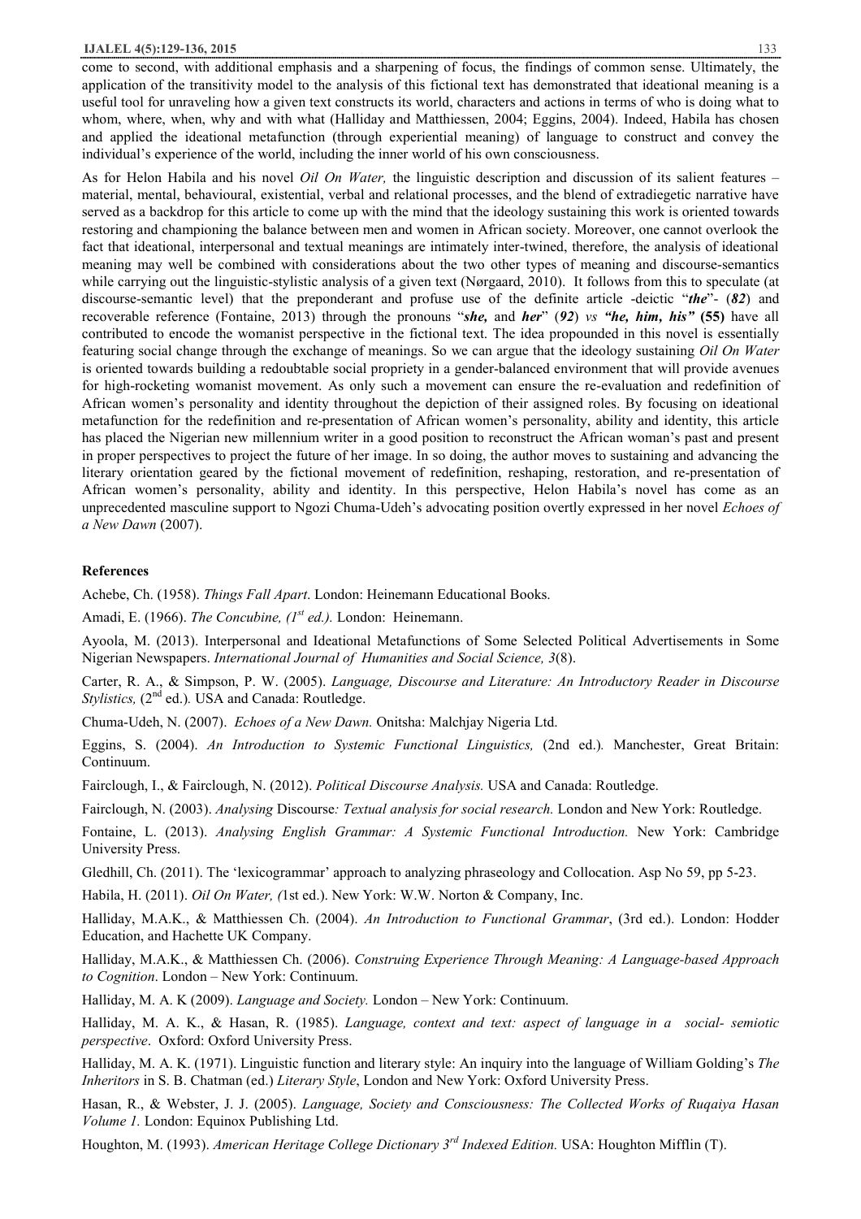come to second, with additional emphasis and a sharpening of focus, the findings of common sense. Ultimately, the application of the transitivity model to the analysis of this fictional text has demonstrated that ideational meaning is a useful tool for unraveling how a given text constructs its world, characters and actions in terms of who is doing what to whom, where, when, why and with what (Halliday and Matthiessen, 2004; Eggins, 2004). Indeed, Habila has chosen and applied the ideational metafunction (through experiential meaning) of language to construct and convey the individual's experience of the world, including the inner world of his own consciousness.

As for Helon Habila and his novel *Oil On Water,* the linguistic description and discussion of its salient features – material, mental, behavioural, existential, verbal and relational processes, and the blend of extradiegetic narrative have served as a backdrop for this article to come up with the mind that the ideology sustaining this work is oriented towards restoring and championing the balance between men and women in African society. Moreover, one cannot overlook the fact that ideational, interpersonal and textual meanings are intimately inter-twined, therefore, the analysis of ideational meaning may well be combined with considerations about the two other types of meaning and discourse-semantics while carrying out the linguistic-stylistic analysis of a given text (Nørgaard, 2010). It follows from this to speculate (at discourse-semantic level) that the preponderant and profuse use of the definite article -deictic "***the***"- (***82***) and recoverable reference (Fontaine, 2013) through the pronouns "***she,*** and ***her***" (***92***) *vs* ***"he, him, his"* (55)** have all contributed to encode the womanist perspective in the fictional text. The idea propounded in this novel is essentially featuring social change through the exchange of meanings. So we can argue that the ideology sustaining *Oil On Water* is oriented towards building a redoubtable social propriety in a gender-balanced environment that will provide avenues for high-rocketing womanist movement. As only such a movement can ensure the re-evaluation and redefinition of African women's personality and identity throughout the depiction of their assigned roles. By focusing on ideational metafunction for the redefinition and re-presentation of African women's personality, ability and identity, this article has placed the Nigerian new millennium writer in a good position to reconstruct the African woman's past and present in proper perspectives to project the future of her image. In so doing, the author moves to sustaining and advancing the literary orientation geared by the fictional movement of redefinition, reshaping, restoration, and re-presentation of African women's personality, ability and identity. In this perspective, Helon Habila's novel has come as an unprecedented masculine support to Ngozi Chuma-Udeh's advocating position overtly expressed in her novel *Echoes of a New Dawn* (2007).

### References

Achebe, Ch. (1958). *Things Fall Apart*. London: Heinemann Educational Books.

Amadi, E. (1966). *The Concubine, (1st ed.).* London: Heinemann.

Ayoola, M. (2013). Interpersonal and Ideational Metafunctions of Some Selected Political Advertisements in Some Nigerian Newspapers. *International Journal of Humanities and Social Science, 3*(8).

Carter, R. A., & Simpson, P. W. (2005). *Language, Discourse and Literature: An Introductory Reader in Discourse Stylistics,* (2nd ed.)*.* USA and Canada: Routledge.

Chuma-Udeh, N. (2007). *Echoes of a New Dawn.* Onitsha: Malchjay Nigeria Ltd.

Eggins, S. (2004). *An Introduction to Systemic Functional Linguistics,* (2nd ed.)*.* Manchester, Great Britain: Continuum.

Fairclough, I., & Fairclough, N. (2012). *Political Discourse Analysis.* USA and Canada: Routledge.

Fairclough, N. (2003). *Analysing* Discourse*: Textual analysis for social research.* London and New York: Routledge.

Fontaine, L. (2013). *Analysing English Grammar: A Systemic Functional Introduction.* New York: Cambridge University Press.

Gledhill, Ch. (2011). The 'lexicogrammar' approach to analyzing phraseology and Collocation. Asp No 59, pp 5-23.

Habila, H. (2011). *Oil On Water, (*1st ed.). New York: W.W. Norton & Company, Inc.

Halliday, M.A.K., & Matthiessen Ch. (2004). *An Introduction to Functional Grammar*, (3rd ed.). London: Hodder Education, and Hachette UK Company.

Halliday, M.A.K., & Matthiessen Ch. (2006). *Construing Experience Through Meaning: A Language-based Approach to Cognition*. London – New York: Continuum.

Halliday, M. A. K (2009). *Language and Society.* London – New York: Continuum.

Halliday, M. A. K., & Hasan, R. (1985). *Language, context and text: aspect of language in a social- semiotic perspective*. Oxford: Oxford University Press.

Halliday, M. A. K. (1971). Linguistic function and literary style: An inquiry into the language of William Golding's *The Inheritors* in S. B. Chatman (ed.) *Literary Style*, London and New York: Oxford University Press.

Hasan, R., & Webster, J. J. (2005). *Language, Society and Consciousness: The Collected Works of Ruqaiya Hasan Volume 1.* London: Equinox Publishing Ltd.

Houghton, M. (1993). *American Heritage College Dictionary 3rd Indexed Edition.* USA: Houghton Mifflin (T).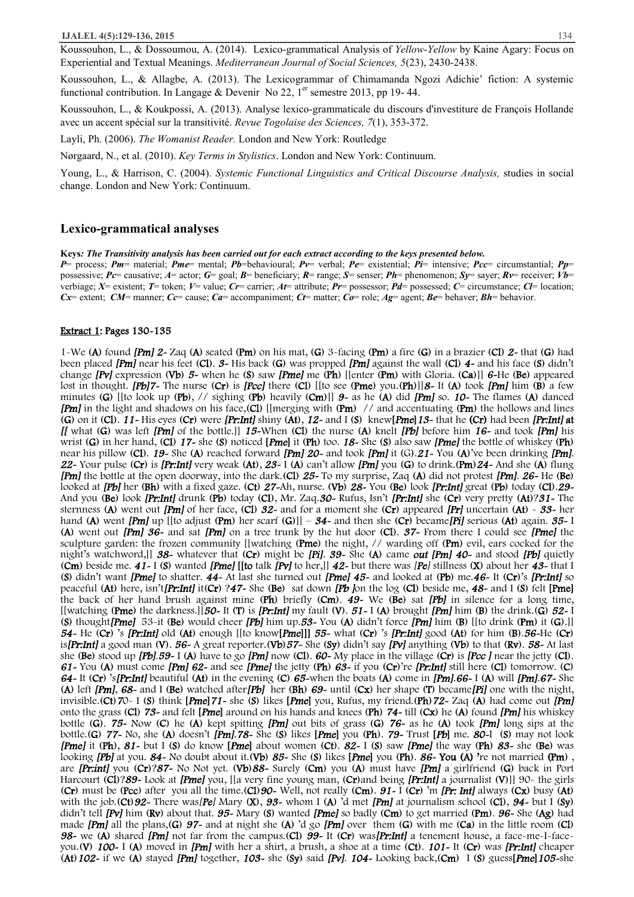Koussouhon, L., & Dossoumou, A. (2014). Lexico-grammatical Analysis of *Yellow-Yellow* by Kaine Agary: Focus on Experiential and Textual Meanings. *Mediterranean Journal of Social Sciences, 5*(23), 2430-2438.

Koussouhon, L., & Allagbe, A. (2013). The Lexicogrammar of Chimamanda Ngozi Adichie' fiction: A systemic functional contribution. In Langage & Devenir No 22, 1[er] semestre 2013, pp 19- 44.

Koussouhon, L., & Koukpossi, A. (2013). Analyse lexico-grammaticale du discours d'investiture de François Hollande avec un accent spécial sur la transitivité. *Revue Togolaise des Sciences, 7*(1), 353-372.

Layli, Ph. (2006). *The Womanist Reader.* London and New York: Routledge

Nørgaard, N., et al. (2010). *Key Terms in Stylistics*. London and New York: Continuum.

Young, L., & Harrison, C. (2004). *Systemic Functional Linguistics and Critical Discourse Analysis,* studies in social change. London and New York: Continuum.

## Lexico-grammatical analyses

**Keys*: The Transitivity analysis has been carried out for each extract according to the keys presented below.***
***P***= process; ***Pm***= material; ***Pme***= mental; ***Pb***=behavioural; ***Pv***= verbal; ***Pe***= existential; ***Pi***= intensive; ***Pcc***= circumstantial; ***Pp***= possessive; ***Pc***= causative; ***A***= actor; ***G***= goal; ***B***= beneficiary; ***R***= range; ***S***= senser; ***Ph***= phenomenon; ***Sy***= sayer; ***Rv***= receiver; ***Vb***= verbiage; ***X***= existent; ***T***= token; ***V***= value; ***Cr***= carrier; ***At***= attribute; ***Pr***= possessor; ***Pd***= possessed; ***C***= circumstance; ***Cl***= location; ***Cx***= extent; ***CM***= manner; ***Cc***= cause; ***Ca***= accompaniment; ***Ct***= matter; ***Co***= role; ***Ag***= agent; ***Be***= behaver; ***Bh***= behavior.

**Extract 1: Pages 130-135**

1-We (A) found *[Pm]* 2- Zaq (A) seated (Pm) on his mat, (G) 3-facing (Pm) a fire (G) in a brazier (Cl) *2-* that (G) had been placed *[Pm]* near his feet (Cl). *3-* His back (G) was propped *[Pm]* against the wall (Cl) *4-* and his face (S) didn't change *[Pv]* expression (Vb) *5-* when he (S) saw *[Pme]* me (Ph) [[enter (Pm) with Gloria. (Ca)]] *6-*He (Be) appeared lost in thought. *[Pb]7-* The nurse (Cr) is *[Pcc]* there (Cl) [[to see (Pme) you.(Ph)]]*8-* It (A) took *[Pm]* him (B) a few minutes (G) [[to look up (Pb), // sighing (Pb) heavily (Cm)]] *9-* as he (A) did *[Pm]* so. *10-* The flames (A) danced *[Pm]* in the light and shadows on his face,(Cl) [[merging with (Pm) // and accentuating (Pm) the hollows and lines (G) on it (Cl). *11-* His eyes (Cr) were *[Pr:Int]* shiny (At), *12-* and I (S) knew*[Pme]13-* that he (Cr) had been *[Pr:Int]* at [[ what (G) was left *[Pm]* of the bottle.]] *15-*When (Cl) the nurse (A) knelt *[Pb]* before him *16-* and took *[Pm]* his wrist (G) in her hand, (Cl) *17-* she (S) noticed *[Pme]* it (Ph) too. *18-* She (S) also saw *[Pme]* the bottle of whiskey (Ph) near his pillow (Cl). *19-* She (A) reached forward *[Pm] 20-* and took *[Pm]* it (G).*21-* You (A)'ve been drinking *[Pm]*. *22-* Your pulse (Cr) is *[Pr:Int]* very weak (At), *23-* I (A) can't allow *[Pm]* you (G) to drink.(Pm)*24-* And she (A) flung *[Pm]* the bottle at the open doorway, into the dark.(Cl) *25-* To my surprise, Zaq (A) did not protest *[Pm]*. *26-* He (Be) looked at *[Pb]* her (Bh) with a fixed gaze. (Ct) *27-*Ah, nurse. (Vb) *28-* You (Be) look *[Pr:Int]* great (Pb) today (Cl).*29-* And you (Be) look *[Pr:Int]* drunk (Pb) today (Cl), Mr. Zaq.*30-* Rufus, Isn't *[Pr:Int]* she (Cr) very pretty (At)?*31-* The sternness (A) went out *[Pm]* of her face, (Cl) *32-* and for a moment she (Cr) appeared *[Pr]* uncertain (At) - *33-* her hand (A) went *[Pm]* up [[to adjust (Pm) her scarf (G)]] – *34-* and then she (Cr) became*[Pi]* serious (At) again. *35-* I (A) went out *[Pm] 36-* and sat *[Pm]* on a tree trunk by the hut door (Cl). *37-* From there I could see *[Pme]* the sculpture garden: the frozen community [[watching (Pme) the night, // warding off (Pm) evil, ears cocked for the night's watchword,]] *38-* whatever that (Cr) might be *[Pi]*. *39-* She (A) came *out [Pm] 40-* and stood *[Pb]* quietly (Cm) beside me. *41-* I (S) wanted *[Pme]* [[to talk *[Pv]* to her,]] *42-* but there was *[Pe]* stillness (X) about her *43-* that I (S) didn't want *[Pme]* to shatter. *44-* At last she turned out *[Pme] 45-* and looked at (Pb) me.*46-* It (Cr)'s *[Pr:Int]* so peaceful (At) here, isn't*[Pr:Int]* it(Cr) ?*47-* She (Be) sat down *[Pb ]*on the log (Cl) beside me, *48-* and I (S) felt [Pme] the back of her hand brush against mine (Ph) briefly (Cm). *49-* We (Be) sat *[Pb]* in silence for a long time, [[watching (Pme) the darkness.]]*50-* It (T) is *[Pr:Int]* my fault (V). *51-* I (A) brought *[Pm]* him (B) the drink.(G) *52-* I (S) thought*[Pme]* 53-it (Be) would cheer *[Pb]* him up.*53-* You (A) didn't force *[Pm]* him (B) [[to drink (Pm) it (G).]] *54-* He (Cr) 's *[Pr:Int]* old (At) enough [[to know*[Pme]*]] *55-* what (Cr) 's *[Pr:Int]* good (At) for him (B).*56-*He (Cr) is*[Pr:Int]* a good man (V). *56-* A great reporter.(Vb)*57-* She (Sy) didn't say *[Pv]* anything (Vb) to that (Rv). *58-* At last she (Be) stood up *[Pb]*.*59-* I (A) have to go *[Pm]* now (Cl). *60-* My place in the village (Cr) is *[Pcc ]* near the jetty (Cl). *61-* You (A) must come *[Pm] 62-* and see *[Pme]* the jetty (Ph) *63-* if you (Cr)'re *[Pr:Int]* still here (Cl) tomorrow. (C) *64-* It (Cr) 's*[Pr:Int]* beautiful (At) in the evening (C) *65-*when the boats (A) come in *[Pm]*.*66-* I (A) will *[Pm]*.*67-* She (A) left *[Pm]*, *68-* and I (Be) watched after*[Pb]* her (Bh) *69-* until (Cx) her shape (T) became*[Pi]* one with the night, invisible.(Ct) 70- I (S) think *[Pme]* 71- she (S) likes *[Pme]* you, Rufus, my friend.(Ph) *72-* Zaq (A) had come out *[Pm]* onto the grass (Cl) *73-* and felt *[Pme]* around on his hands and knees (Ph) *74-* till (Cx) he (A) found *[Pm]* his whiskey bottle (G). *75-* Now (C) he (A) kept spitting *[Pm]* out bits of grass (G) *76-* as he (A) took *[Pm]* long sips at the bottle.(G) *77-* No, she (A) doesn't *[Pm]*.*78-* She (S) likes *[Pme]* you (Ph). *79-* Trust *[Pb]* me. *80-*I (S) may not look *[Pme]* it (Ph), *81-* but I (S) do know *[Pme]* about women (Ct). *82-* I (S) saw *[Pme]* the way (Ph) *83-* she (Be) was looking *[Pb]* at you. *84-* No doubt about it.(Vb) *85-* She (S) likes *[Pme]* you (Ph). *86-* You (A) 're not married (Pm) , are *[Pr:int]* you (Cr)?*87-* No Not yet. (Vb)*88-* Surely (Cm) you (A) must have *[Pm]* a girlfriend (G) back in Port Harcourt (Cl)?*89-* Look at *[Pme]* you, [[a very fine young man, (Cr)and being *[Pr:Int]* a journalist (V)]] 90- the girls (Cr) must be (Pcc) after you all the time.(Cl)*90-* Well, not really (Cm). *91-* I (Cr) 'm *[Pr: Int]* always (Cx) busy (At) with the job.(Ct)*92-* There was*[Pe]* Mary (X), *93-* whom I (A) 'd met *[Pm]* at journalism school (Cl), *94-* but I (Sy) didn't tell *[Pv]* him (Rv) about that. *95-* Mary (S) wanted *[Pme]* so badly (Cm) to get married (Pm). *96-* She (Ag) had made *[Pm]* all the plans,(G) *97-* and at night she (A) 'd go *[Pm]* over them (G) with me (Ca) in the little room (Cl) *98-* we (A) shared *[Pm]* not far from the campus.(Cl) *99-* It (Cr) was*[Pr:Int]* a tenement house, a face-me-I-face-you.(V) *100-* I (A) moved in *[Pm]* with her a shirt, a brush, a shoe at a time (Ct). *101-* It (Cr) was *[Pr:Int]* cheaper (At)*102-* if we (A) stayed *[Pm]* together, *103-* she (Sy) said *[Pv]*. *104-* Looking back,(Cm) I (S) guess*[Pme]105-*she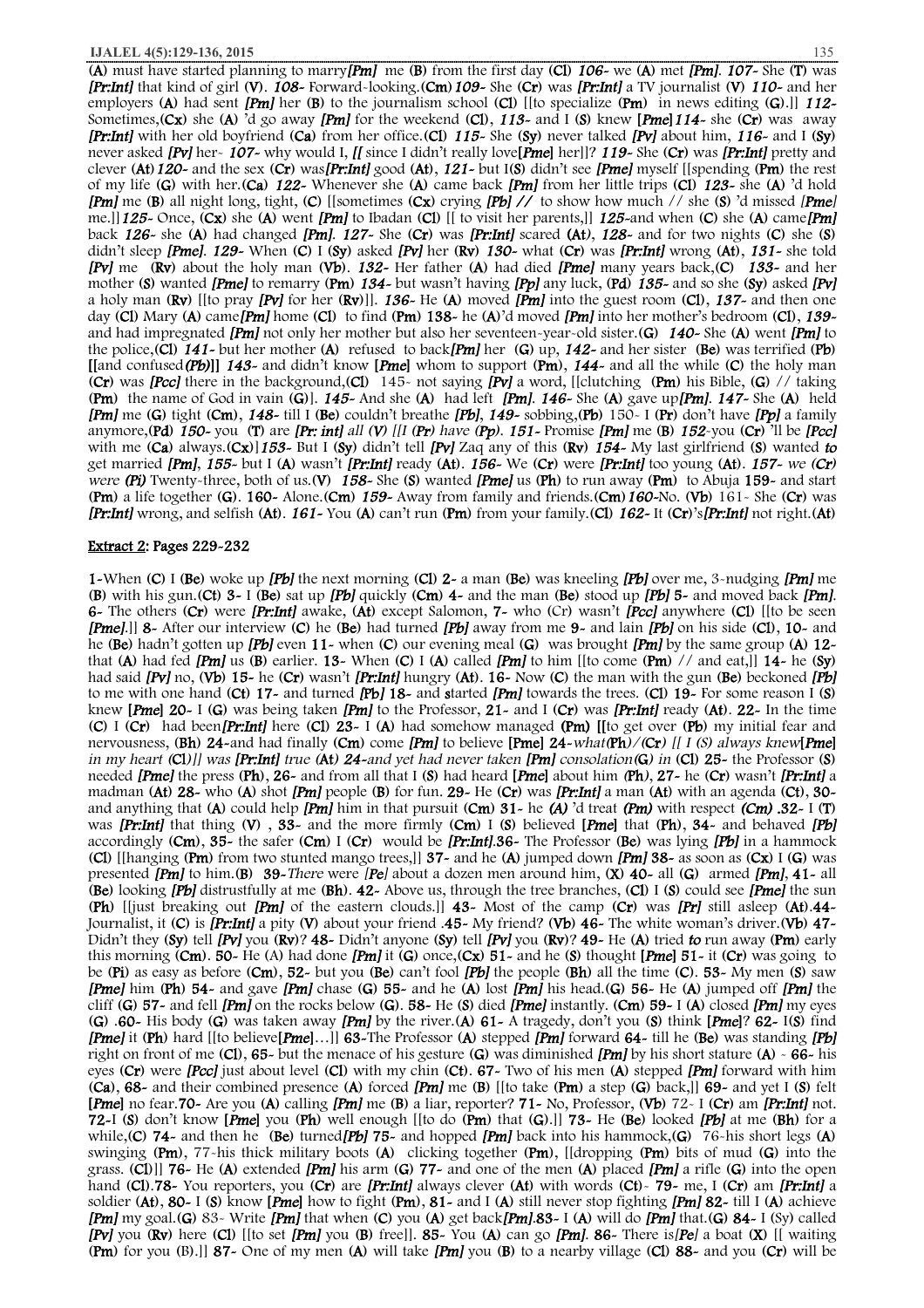(A) must have started planning to marry*[Pm]* me (B) from the first day (Cl) *106-* we (A) met *[Pm]*. *107-* She (T) was *[Pr:Int]* that kind of girl (V). *108-* Forward-looking.(Cm) *109-* She (Cr) was *[Pr:Int]* a TV journalist (V) *110-* and her employers (A) had sent *[Pm]* her (B) to the journalism school (Cl) [[to specialize (Pm) in news editing (G).]] *112-* Sometimes,(Cx) she (A) 'd go away *[Pm]* for the weekend (Cl), *113-* and I (S) knew [*Pme*] *114-* she (Cr) was away *[Pr:Int]* with her old boyfriend (Ca) from her office.(Cl) *115-* She (Sy) never talked *[Pv]* about him, *116-* and I (Sy) never asked *[Pv]* her- *107-* why would I, *[[* since I didn't really love[*Pme*] her]]? *119-* She (Cr) was *[Pr:Int]* pretty and clever (At) *120-* and the sex (Cr) was*[Pr:Int]* good (At), *121-* but I(S) didn't see *[Pme]* myself [[spending (Pm) the rest of my life (G) with her.(Ca) *122-* Whenever she (A) came back *[Pm]* from her little trips (Cl) *123-* she (A) 'd hold *[Pm]* me (B) all night long, tight, (C) [[sometimes (Cx) crying *[Pb] //* to show how much // she (S) 'd missed *[Pme]* me.]] *125-* Once, (Cx) she (A) went *[Pm]* to Ibadan (Cl) [[ to visit her parents,]] *125-*and when (C) she (A) came*[Pm]* back *126-* she (A) had changed *[Pm]*. *127-* She (Cr) was *[Pr:Int]* scared (At), *128-* and for two nights (C) she (S) didn't sleep *[Pme]*. *129-* When (C) I (Sy) asked *[Pv]* her (Rv) *130-* what (Cr) was *[Pr:Int]* wrong (At), *131-* she told *[Pv]* me (Rv) about the holy man (Vb). *132-* Her father (A) had died *[Pme]* many years back,(C) *133-* and her mother (S) wanted *[Pme]* to remarry (Pm) *134-* but wasn't having *[Pp]* any luck, (Pd) *135-* and so she (Sy) asked *[Pv]* a holy man (Rv) [[to pray *[Pv]* for her (Rv)]]. *136-* He (A) moved *[Pm]* into the guest room (Cl), *137-* and then one day (Cl) Mary (A) came*[Pm]* home (Cl) to find (Pm) 138- he (A)'d moved *[Pm]* into her mother's bedroom (Cl), *139-* and had impregnated *[Pm]* not only her mother but also her seventeen-year-old sister.(G) *140-* She (A) went *[Pm]* to the police,(Cl) *141-* but her mother (A) refused to back*[Pm]* her (G) up, *142-* and her sister (Be) was terrified (Pb) [[and confused*(Pb)*]] *143-* and didn't know [*Pme*] whom to support (Pm), *144-* and all the while (C) the holy man (Cr) was *[Pcc]* there in the background,(Cl) 145- not saying *[Pv]* a word, [[clutching (Pm) his Bible, (G) // taking (Pm) the name of God in vain (G)]. *145-* And she (A) had left *[Pm]*. *146-* She (A) gave up*[Pm]*. *147-* She (A) held *[Pm]* me (G) tight (Cm), *148-* till I (Be) couldn't breathe *[Pb]*, *149-* sobbing,(Pb) 150- I (Pr) don't have *[Pp]* a family anymore,(Pd) *150-* you (T) are *[Pr: int] all (V) [[I (Pr) have (Pp)*. *151-* Promise *[Pm]* me (B) *152-*you (Cr) 'll be *[Pcc]* with me (Ca) always.(Cx)]] *153-* But I (Sy) didn't tell *[Pv]* Zaq any of this (Rv) *154-* My last girlfriend (S) wanted *to* get married *[Pm]*, *155-* but I (A) wasn't *[Pr:Int]* ready (At). *156-* We (Cr) were *[Pr:Int]* too young (At). *157- we (Cr) were (Pi)* Twenty-three, both of us.(V) *158-* She (S) wanted *[Pme]* us (Ph) to run away (Pm) to Abuja 159- and start (Pm) a life together (G). 160- Alone.(Cm) *159-* Away from family and friends.(Cm) *160-*No. (Vb) 161- She (Cr) was *[Pr:Int]* wrong, and selfish (At). *161-* You (A) can't run (Pm) from your family.(Cl) *162-* It (Cr)'s*[Pr:Int]* not right.(At)

## Extract 2: Pages 229-232

1-When (C) I (Be) woke up *[Pb]* the next morning (Cl) 2- a man (Be) was kneeling *[Pb]* over me, 3-nudging *[Pm]* me (B) with his gun.(Ct) 3- I (Be) sat up *[Pb]* quickly (Cm) 4- and the man (Be) stood up *[Pb]* 5- and moved back *[Pm]*. 6- The others (Cr) were *[Pr:Int]* awake, (At) except Salomon, 7- who (Cr) wasn't *[Pcc]* anywhere (Cl) [[to be seen *[Pme]*.]] 8- After our interview (C) he (Be) had turned *[Pb]* away from me 9- and lain *[Pb]* on his side (Cl), 10- and he (Be) hadn't gotten up *[Pb]* even 11- when (C) our evening meal (G) was brought *[Pm]* by the same group (A) 12- that (A) had fed *[Pm]* us (B) earlier. 13- When (C) I (A) called *[Pm]* to him [[to come (Pm) // and eat,]] 14- he (Sy) had said *[Pv]* no, (Vb) 15- he (Cr) wasn't *[Pr:Int]* hungry (At). 16- Now (C) the man with the gun (Be) beckoned *[Pb]* to me with one hand (Ct) 17- and turned *[Pb]* 18- and started *[Pm]* towards the trees. (Cl) 19- For some reason I (S) knew [*Pme*] 20- I (G) was being taken *[Pm]* to the Professor, 21- and I (Cr) was *[Pr:Int]* ready (At). 22- In the time (C) I (Cr) had been*[Pr:Int]* here (Cl) 23- I (A) had somehow managed (Pm) [[to get over (Pb) my initial fear and nervousness, (Bh) 24-and had finally (Cm) come *[Pm]* to believe [Pme] 24-*what(Ph)//(Cr) [[ I (S) always knew*[*Pme*] *in my heart (Cl)]] was [Pr:Int] true (At) 24-and yet had never taken [Pm] consolation(G) in* (Cl) 25- the Professor (S) needed *[Pme]* the press (Ph), 26- and from all that I (S) had heard [*Pme*] about him (Ph), 27- he (Cr) wasn't *[Pr:Int]* a madman (At) 28- who (A) shot *[Pm]* people (B) for fun. 29- He (Cr) was *[Pr:Int]* a man (At) with an agenda (Ct), 30- and anything that (A) could help *[Pm]* him in that pursuit (Cm) 31- he *(A)* 'd treat *(Pm)* with respect *(Cm)* .32- I (T) was *[Pr:Int]* that thing (V) , 33- and the more firmly (Cm) I (S) believed [*Pme*] that (Ph), 34- and behaved *[Pb]* accordingly (Cm), 35- the safer (Cm) I (Cr) would be *[Pr:Int]*.36- The Professor (Be) was lying *[Pb]* in a hammock (Cl) [[hanging (Pm) from two stunted mango trees,]] 37- and he (A) jumped down *[Pm]* 38- as soon as (Cx) I (G) was presented *[Pm]* to him.(B) 39-*There* were *[Pe]* about a dozen men around him, (X) 40- all (G) armed *[Pm]*, 41- all (Be) looking *[Pb]* distrustfully at me (Bh). 42- Above us, through the tree branches, (Cl) I (S) could see *[Pme]* the sun (Ph) [[just breaking out *[Pm]* of the eastern clouds.]] 43- Most of the camp (Cr) was *[Pr]* still asleep (At).44- Journalist, it (C) is *[Pr:Int]* a pity (V) about your friend .45- My friend? (Vb) 46- The white woman's driver.(Vb) 47- Didn't they (Sy) tell *[Pv]* you (Rv)? 48- Didn't anyone (Sy) tell *[Pv]* you (Rv)? 49- He (A) tried *to* run away (Pm) early this morning (Cm). 50- He (A) had done *[Pm]* it (G) once,(Cx) 51- and he (S) thought [*Pme*] 51- it (Cr) was going to be (Pi) as easy as before (Cm), 52- but you (Be) can't fool *[Pb]* the people (Bh) all the time (C). 53- My men (S) saw *[Pme]* him (Ph) 54- and gave *[Pm]* chase (G) 55- and he (A) lost *[Pm]* his head.(G) 56- He (A) jumped off *[Pm]* the cliff (G) 57- and fell *[Pm]* on the rocks below (G). 58- He (S) died *[Pme]* instantly. (Cm) 59- I (A) closed *[Pm]* my eyes (G) .60- His body (G) was taken away *[Pm]* by the river.(A) 61- A tragedy, don't you (S) think [*Pme*]? 62- I(S) find *[Pme]* it (Ph) hard [[to believe[*Pme*]…]] 63-The Professor (A) stepped *[Pm]* forward 64- till he (Be) was standing *[Pb]* right on front of me (Cl), 65- but the menace of his gesture (G) was diminished *[Pm]* by his short stature (A) - 66- his eyes (Cr) were *[Pcc]* just about level (Cl) with my chin (Ct). 67- Two of his men (A) stepped *[Pm]* forward with him (Ca), 68- and their combined presence (A) forced *[Pm]* me (B) [[to take (Pm) a step (G) back,]] 69- and yet I (S) felt [*Pme*] no fear.70- Are you (A) calling *[Pm]* me (B) a liar, reporter? 71- No, Professor, (Vb) 72- I (Cr) am *[Pr:Int]* not. 72-I (S) don't know [*Pme*] you (Ph) well enough [[to do (Pm) that (G).]] 73- He (Be) looked *[Pb]* at me (Bh) for a while,(C) 74- and then he (Be) turned*[Pb]* 75- and hopped *[Pm]* back into his hammock,(G) 76-his short legs (A) swinging (Pm), 77-his thick military boots (A) clicking together (Pm), [[dropping (Pm) bits of mud (G) into the grass. (Cl)]] 76- He (A) extended *[Pm]* his arm (G) 77- and one of the men (A) placed *[Pm]* a rifle (G) into the open hand (Cl).78- You reporters, you (Cr) are *[Pr:Int]* always clever (At) with words (Ct)- 79- me, I (Cr) am *[Pr:Int]* a soldier (At), 80- I (S) know [*Pme*] how to fight (Pm), 81- and I (A) still never stop fighting *[Pm]* 82- till I (A) achieve *[Pm]* my goal.(G) 83- Write *[Pm]* that when (C) you (A) get back*[Pm]*.83- I (A) will do *[Pm]* that.(G) 84- I (Sy) called *[Pv]* you (Rv) here (Cl) [[to set *[Pm]* you (B) free]]. 85- You (A) can go *[Pm]*. 86- There is*[Pe]* a boat (X) [[ waiting (Pm) for you (B).]] 87- One of my men (A) will take *[Pm]* you (B) to a nearby village (Cl) 88- and you (Cr) will be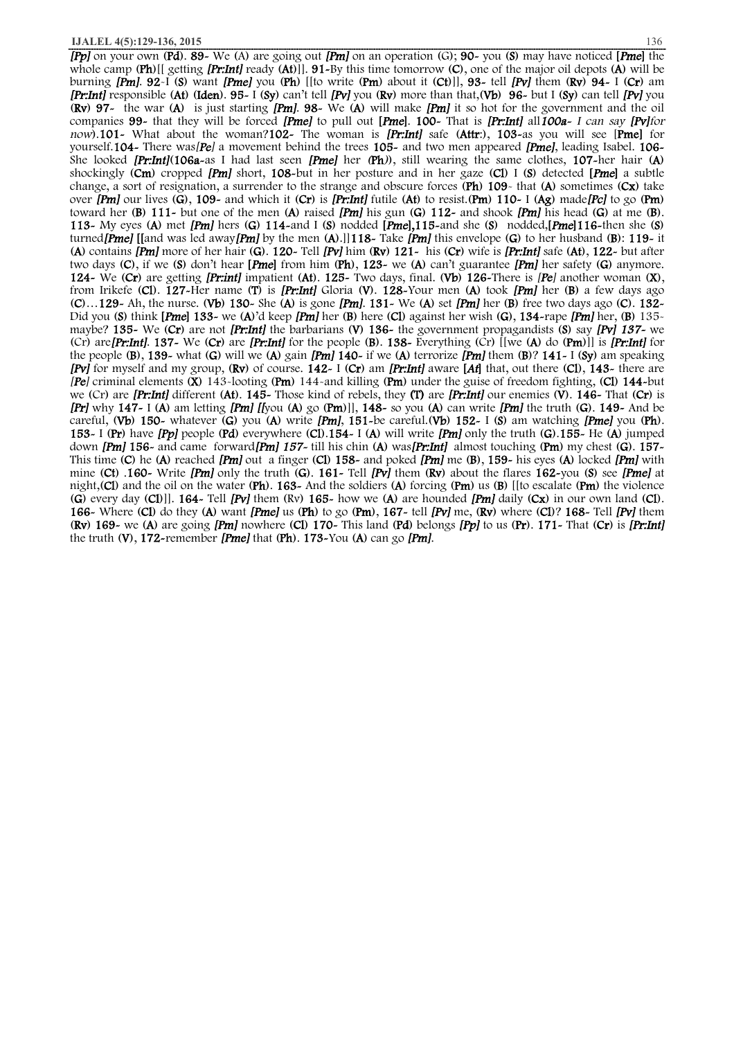*[Pp]* on your own (Pd). 89- We (A) are going out *[Pm]* on an operation (G); 90- you (S) may have noticed [*Pme*] the whole camp (Ph)[[ getting *[Pr:Int]* ready (At)]]. 91-By this time tomorrow (C), one of the major oil depots (A) will be burning *[Pm]*. 92-I (S) want *[Pme]* you (Ph) [[to write (Pm) about it (Ct)]], 93- tell *[Pv]* them (Rv) 94- I (Cr) am *[Pr:Int]* responsible (At) (Iden). 95- I (Sy) can't tell *[Pv]* you (Rv) more than that,(Vb) 96- but I (Sy) can tell *[Pv]* you (Rv) 97- the war (A) is just starting *[Pm]*. 98- We (A) will make *[Pm]* it so hot for the government and the oil companies 99- that they will be forced *[Pme]* to pull out [*Pme*]. 100- That is *[Pr:Int]* all *100a- I can say [Pv]for now*).101- What about the woman?102- The woman is *[Pr:Int]* safe (Attr:), 103-as you will see [Pme] for yourself.104- There was*[Pe]* a movement behind the trees 105- and two men appeared *[Pme]*, leading Isabel. 106- She looked *[Pr:Int]*(106a-as I had last seen *[Pme]* her (Ph)), still wearing the same clothes, 107-her hair (A) shockingly (Cm) cropped *[Pm]* short, 108-but in her posture and in her gaze (Cl) I (S) detected [*Pme*] a subtle change, a sort of resignation, a surrender to the strange and obscure forces (Ph) 109- that (A) sometimes (Cx) take over *[Pm]* our lives (G), 109- and which it (Cr) is *[Pr:Int]* futile (At) to resist.(Pm) 110- I (Ag) made*[Pc]* to go (Pm) toward her (B) 111- but one of the men (A) raised *[Pm]* his gun (G) 112- and shook *[Pm]* his head (G) at me (B). 113- My eyes (A) met *[Pm]* hers (G) 114-and I (S) nodded [*Pme*],115-and she (S) nodded,[*Pme*]116-then she (S) turned*[Pme]* [[and was led away*[Pm]* by the men (A).]]118- Take *[Pm]* this envelope (G) to her husband (B): 119- it (A) contains *[Pm]* more of her hair (G). 120- Tell *[Pv]* him (Rv) 121- his (Cr) wife is *[Pr:Int]* safe (At), 122- but after two days (C), if we (S) don't hear [*Pme*] from him (Ph), 123- we (A) can't guarantee *[Pm]* her safety (G) anymore. 124- We (Cr) are getting *[Pr:int]* impatient (At). 125- Two days, final. (Vb) 126-There is *[Pe]* another woman (X), from Irikefe (Cl). 127-Her name (T) is *[Pr:Int]* Gloria (V). 128-Your men (A) took *[Pm]* her (B) a few days ago (C)…129- Ah, the nurse. (Vb) 130- She (A) is gone *[Pm]*. 131- We (A) set *[Pm]* her (B) free two days ago (C). 132- Did you (S) think [*Pme*] 133- we (A)'d keep *[Pm]* her (B) here (Cl) against her wish (G), 134-rape *[Pm]* her, (B) 135- maybe? 135- We (Cr) are not *[Pr:Int]* the barbarians (V) 136- the government propagandists (S) say *[Pv] 137-* we (Cr) are*[Pr:Int]*. 137- We (Cr) are *[Pr:Int]* for the people (B). 138- Everything (Cr) [[we (A) do (Pm)]] is *[Pr:Int]* for the people (B), 139- what (G) will we (A) gain *[Pm]* 140- if we (A) terrorize *[Pm]* them (B)? 141- I (Sy) am speaking *[Pv]* for myself and my group, (Rv) of course. 142- I (Cr) am *[Pr:Int]* aware [*At*] that, out there (Cl), 142- there are *[Pe]* criminal elements (X) 143-looting (Pm) 144-and killing (Pm) under the guise of freedom fighting, (Cl) 144-but we (Cr) are *[Pr:Int]* different (At). 145- Those kind of rebels, they (T) are *[Pr:Int]* our enemies (V). 146- That (Cr) is *[Pr]* why 147- I (A) am letting *[Pm] [[*you (A) go (Pm)]], 148- so you (A) can write *[Pm]* the truth (G). 149- And be careful, (Vb) 150- whatever (G) you (A) write *[Pm]*, 151-be careful.(Vb) 152- I (S) am watching *[Pme]* you (Ph). 153- I (Pr) have *[Pp]* people (Pd) everywhere (Cl).154- I (A) will write *[Pm]* only the truth (G).155- He (A) jumped down *[Pm]* 156- and came forward*[Pm] 157-* till his chin (A) was*[Pr:Int]* almost touching (Pm) my chest (G). 157- This time (C) he (A) reached *[Pm]* out a finger (Cl) 158- and poked *[Pm]* me (B), 159- his eyes (A) locked *[Pm]* with mine (Ct) .160- Write *[Pm]* only the truth (G). 161- Tell *[Pv]* them (Rv) about the flares 162-you (S) see *[Pme]* at night,(Cl) and the oil on the water (Ph). 163- And the soldiers (A) forcing (Pm) us (B) [[to escalate (Pm) the violence (G) every day (Cl)]]. 164- Tell *[Pv]* them (Rv) 165- how we (A) are hounded *[Pm]* daily (Cx) in our own land (Cl). 166- Where (Cl) do they (A) want *[Pme]* us (Ph) to go (Pm), 167- tell *[Pv]* me, (Rv) where (Cl)? 168- Tell *[Pv]* them (Rv) 169- we (A) are going *[Pm]* nowhere (Cl) 170- This land (Pd) belongs *[Pp]* to us (Pr). 171- That (Cr) is *[Pr:Int]* the truth (V), 172-remember *[Pme]* that (Ph). 173-You (A) can go *[Pm]*.